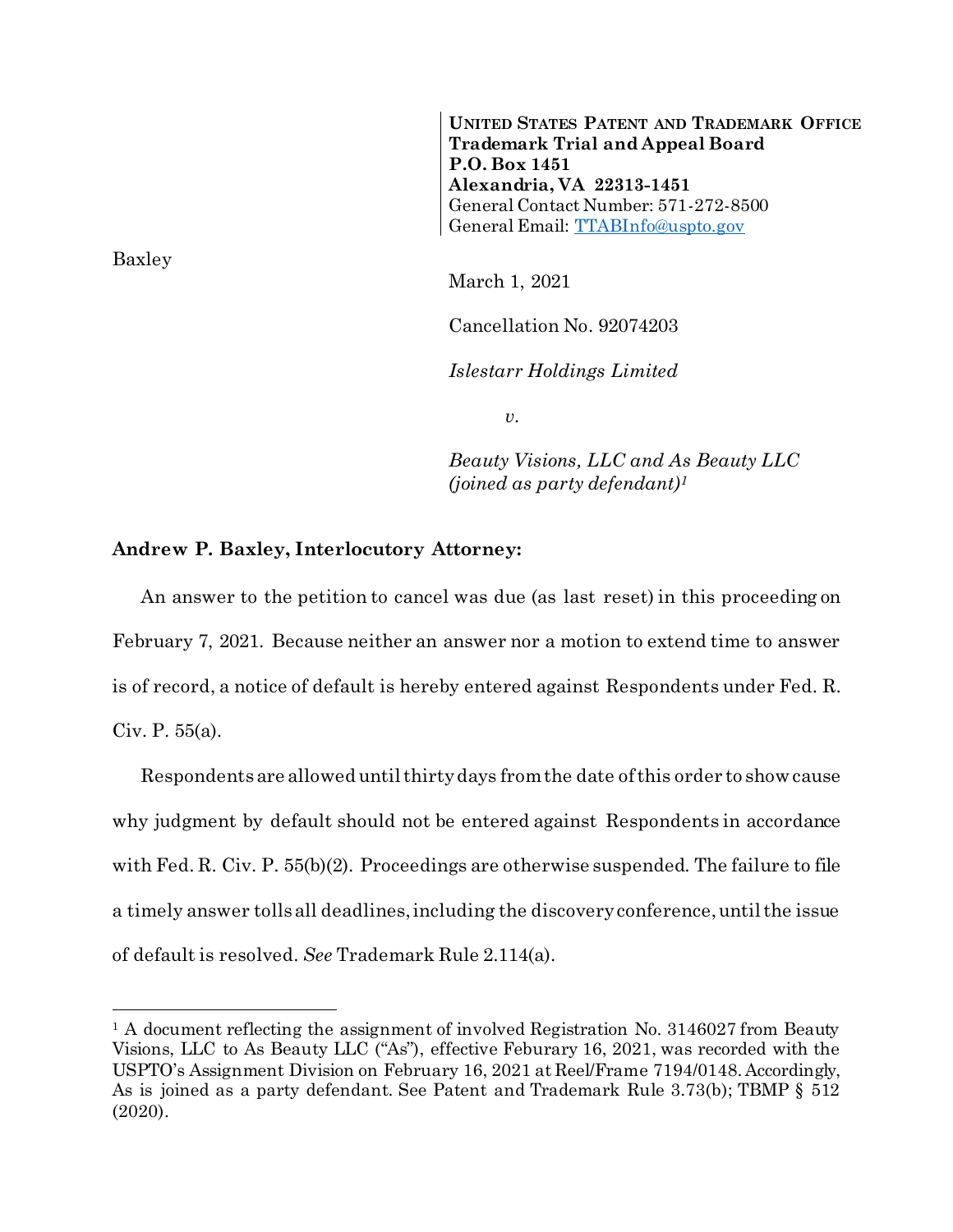**UNITED STATES PATENT AND TRADEMARK OFFICE**
**Trademark Trial and Appeal Board**
**P.O. Box 1451**
**Alexandria, VA 22313-1451**
General Contact Number: 571-272-8500
General Email: TTABInfo@uspto.gov

Baxley

March 1, 2021

Cancellation No. 92074203

*Islestarr Holdings Limited*

*v.*

*Beauty Visions, LLC and As Beauty LLC (joined as party defendant)*[1]

**Andrew P. Baxley, Interlocutory Attorney:**

An answer to the petition to cancel was due (as last reset) in this proceeding on February 7, 2021. Because neither an answer nor a motion to extend time to answer is of record, a notice of default is hereby entered against Respondents under Fed. R. Civ. P. 55(a).

Respondents are allowed until thirty days from the date of this order to show cause why judgment by default should not be entered against Respondents in accordance with Fed. R. Civ. P. 55(b)(2). Proceedings are otherwise suspended. The failure to file a timely answer tolls all deadlines, including the discovery conference, until the issue of default is resolved. *See* Trademark Rule 2.114(a).

---

[1] A document reflecting the assignment of involved Registration No. 3146027 from Beauty Visions, LLC to As Beauty LLC ("As"), effective Feburary 16, 2021, was recorded with the USPTO's Assignment Division on February 16, 2021 at Reel/Frame 7194/0148. Accordingly, As is joined as a party defendant. See Patent and Trademark Rule 3.73(b); TBMP § 512 (2020).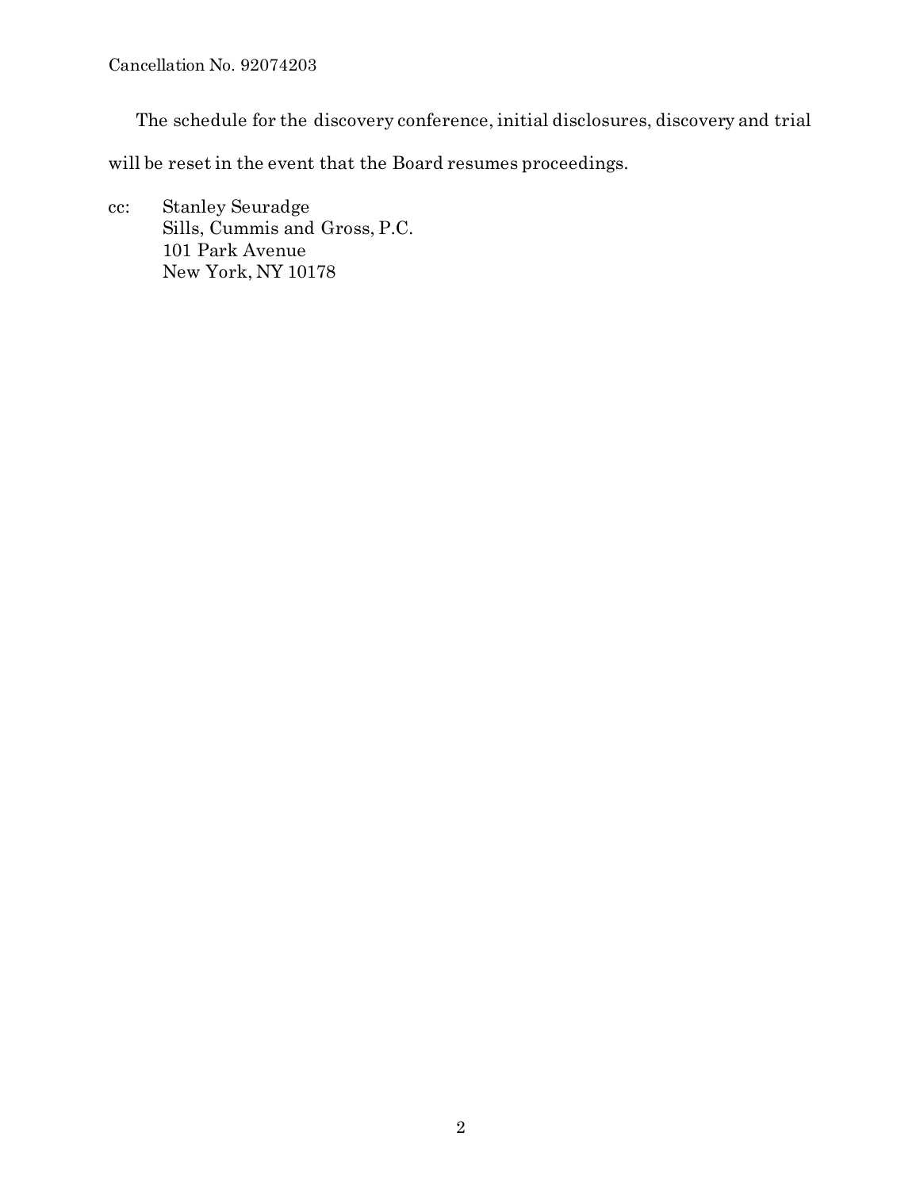The schedule for the discovery conference, initial disclosures, discovery and trial will be reset in the event that the Board resumes proceedings.

cc: Stanley Seuradge
Sills, Cummis and Gross, P.C.
101 Park Avenue
New York, NY 10178